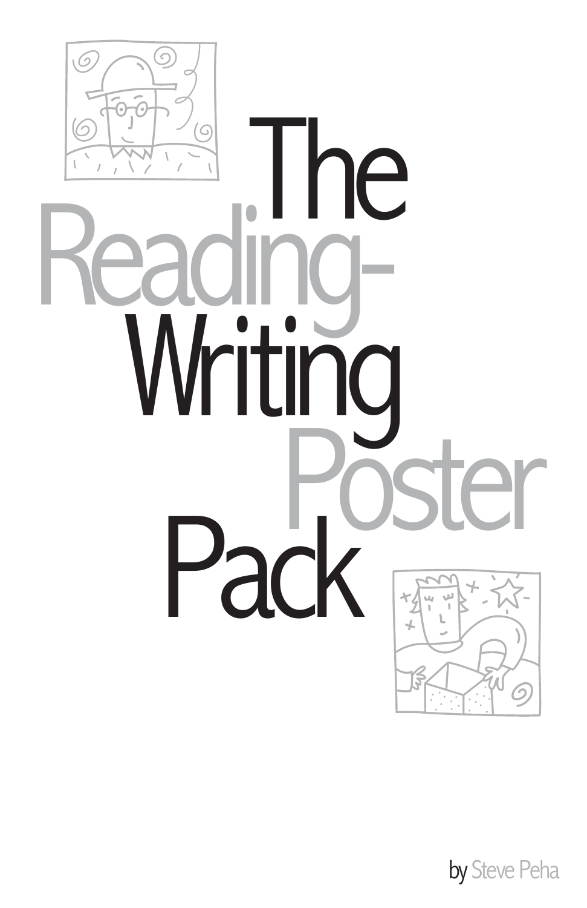# The Reading-Writing Poster Pack

by Steve Peha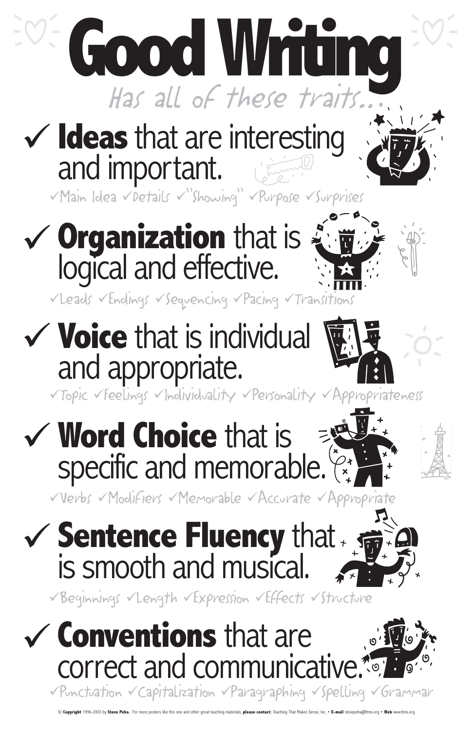# Good Writing

*Has all of these traits...*

## ✓ **Ideas** that are interesting and important.

✓Main Idea ✓Details ✓"Showing" ✓Purpose ✓Surprises

## ✓ **Organization** that is logical and effective.

✓Leads ✓Endings ✓Sequencing ✓Pacing ✓Transitions

## ✓ **Voice** that is individual and appropriate.

✓Topic ✓Feelings ✓Individuality ✓Personality ✓Appropriateness

## ✓ **Word Choice** that is specific and memorable.

✓Verbs ✓Modifiers ✓Memorable ✓Accurate ✓Appropriate

## ✓ **Sentence Fluency** that is smooth and musical.

✓Beginnings ✓Length ✓Expression ✓Effects ✓Structure

## ✓ **Conventions** that are correct and communicative.

✓Punctuation ✓Capitalization ✓Paragraphing ✓Spelling ✓Grammar

© **Copyright** 1996-2003 by **Steve Peha.** For more posters like this one and other great teaching materials, **please contact:** Teaching That Makes Sense, Inc. • **E-mail** stevepeha@ttms.org • **Web** www.ttms.org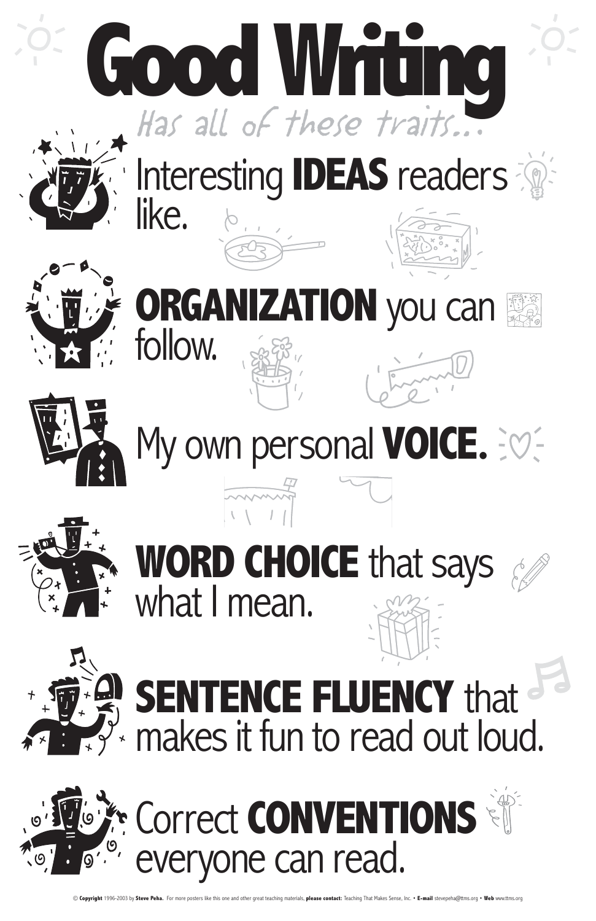# Good Writing

*Has all of these traits...*

- Interesting **IDEAS** readers like.
- **ORGANIZATION** you can follow.
- My own personal **VOICE.**
- **WORD CHOICE** that says what I mean.
- **SENTENCE FLUENCY** that makes it fun to read out loud.
- Correct **CONVENTIONS** everyone can read.

© **Copyright** 1996-2003 by **Steve Peha.** For more posters like this one and other great teaching materials, **please contact:** Teaching That Makes Sense, Inc. • **E-mail** stevepeha@ttms.org • **Web** www.ttms.org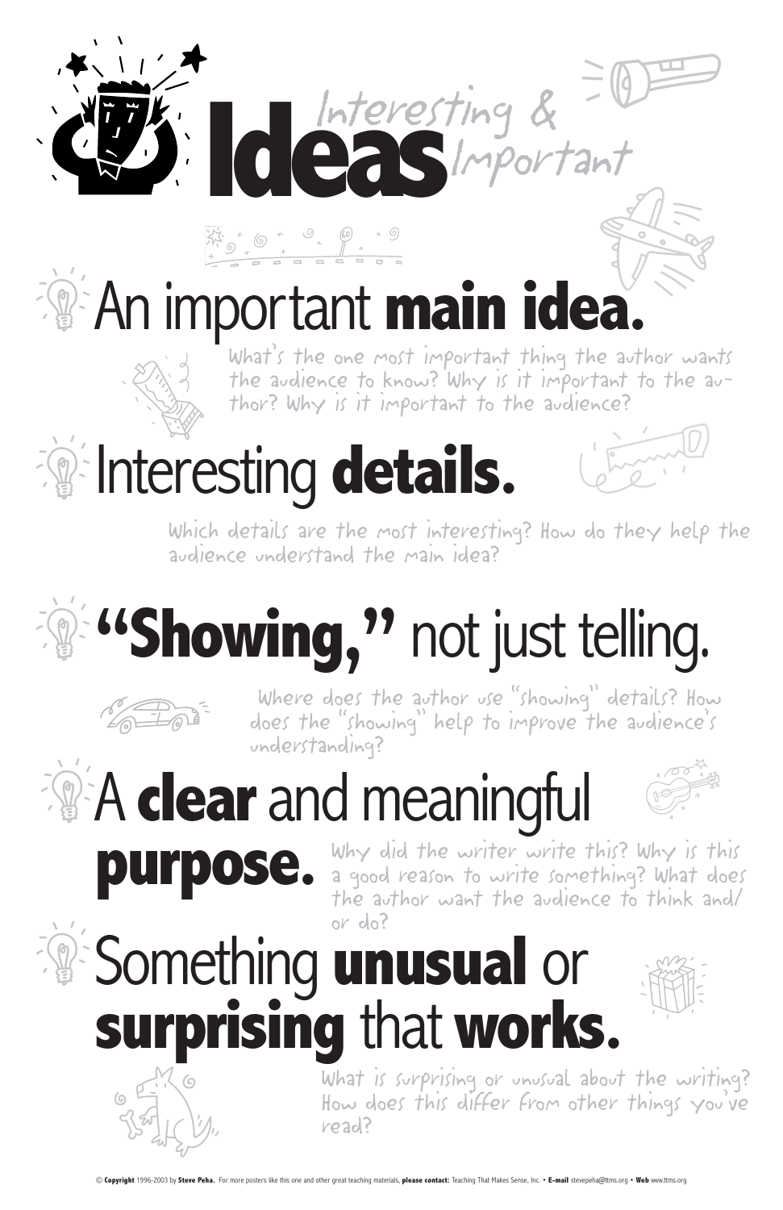# Ideas

*Interesting & Important*

## An important **main idea.**

What's the one most important thing the author wants the audience to know? Why is it important to the author? Why is it important to the audience?

## Interesting **details.**

Which details are the most interesting? How do they help the audience understand the main idea?

## **"Showing,"** not just telling.

Where does the author use "showing" details? How does the "showing" help to improve the audience's understanding?

## A **clear** and meaningful **purpose.**

Why did the writer write this? Why is this a good reason to write something? What does the author want the audience to think and/or do?

## Something **unusual** or **surprising** that **works.**

What is surprising or unusual about the writing? How does this differ from other things you've read?

© **Copyright** 1996-2003 by **Steve Peha.** For more posters like this one and other great teaching materials, **please contact:** Teaching That Makes Sense, Inc. • **E-mail** stevepeha@ttms.org • **Web** www.ttms.org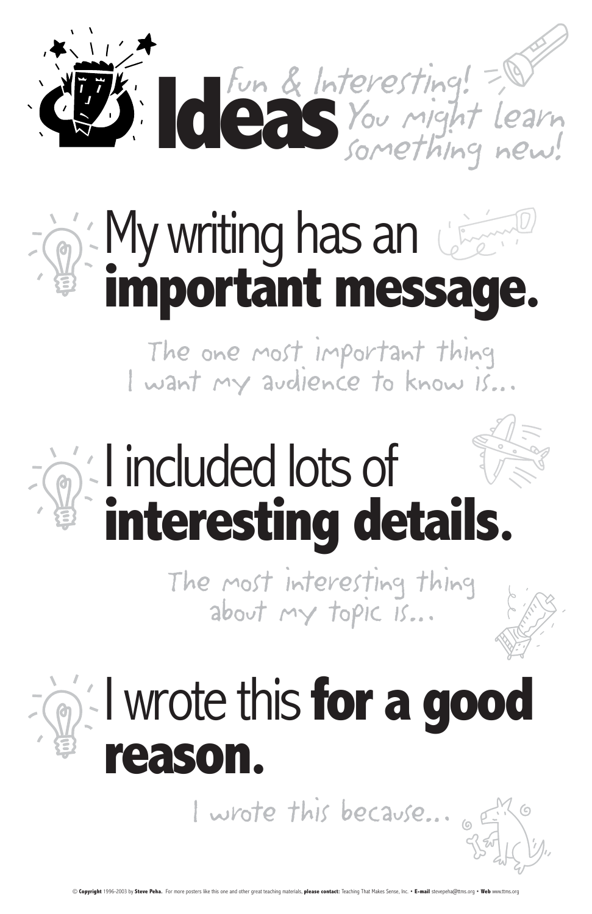# Ideas

*Fun & Interesting! You might learn something new!*

## My writing has an **important message.**

*The one most important thing I want my audience to know is...*

## I included lots of **interesting details.**

*The most interesting thing about my topic is...*

## I wrote this **for a good reason.**

*I wrote this because...*

© **Copyright** 1996-2003 by **Steve Peha.** For more posters like this one and other great teaching materials, **please contact:** Teaching That Makes Sense, Inc. • **E-mail** stevepeha@ttms.org • **Web** www.ttms.org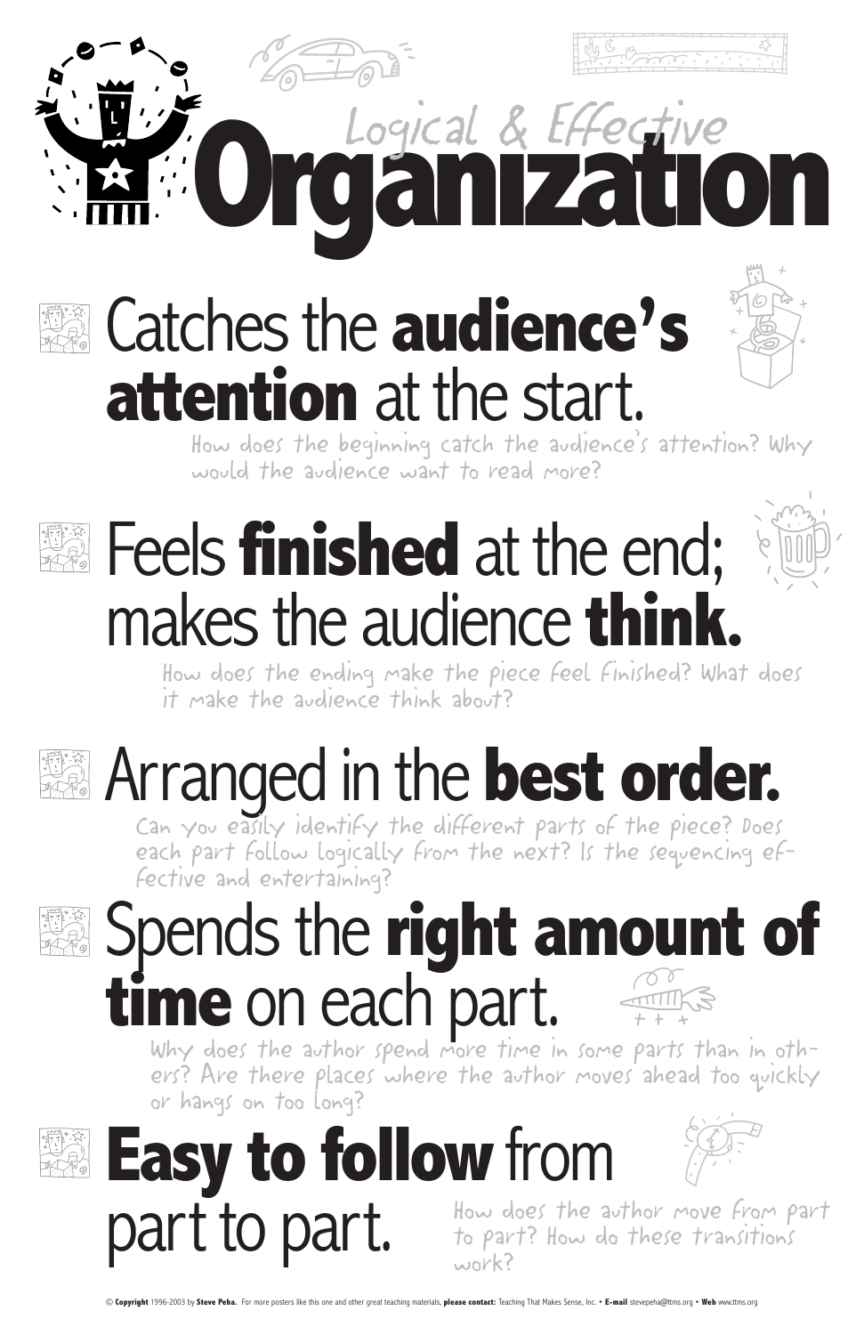# Logical & Effective Organization

## Catches the **audience's attention** at the start.

How does the beginning catch the audience's attention? Why would the audience want to read more?

## Feels **finished** at the end; makes the audience **think.**

How does the ending make the piece feel finished? What does it make the audience think about?

## Arranged in the **best order.**

Can you easily identify the different parts of the piece? Does each part follow logically from the next? Is the sequencing effective and entertaining?

## Spends the **right amount of time** on each part.

Why does the author spend more time in some parts than in others? Are there places where the author moves ahead too quickly or hangs on too long?

## **Easy to follow** from part to part.

How does the author move from part to part? How do these transitions work?

© **Copyright** 1996-2003 by **Steve Peha.** For more posters like this one and other great teaching materials, **please contact:** Teaching That Makes Sense, Inc. • **E-mail** stevepeha@ttms.org • **Web** www.ttms.org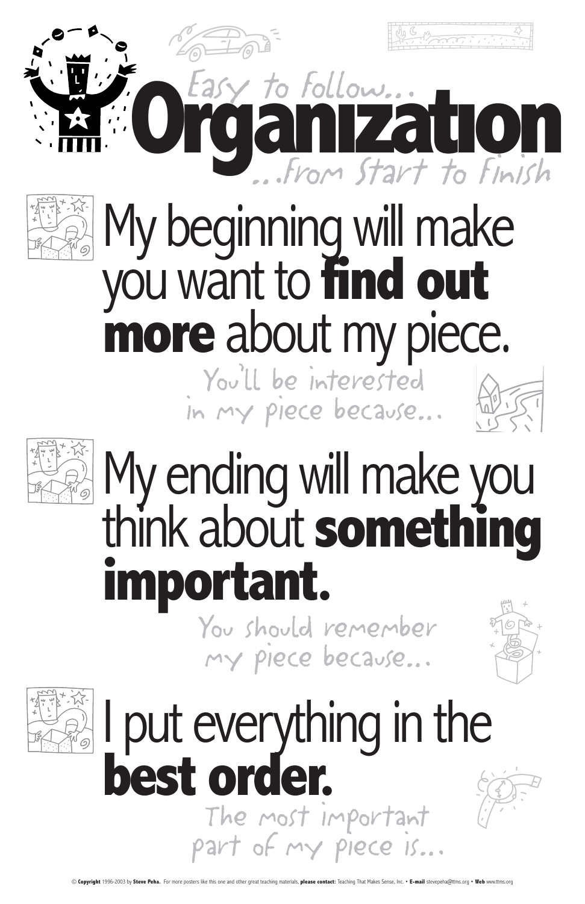*Easy to follow...*

# Organization

*...from Start to Finish*

## My beginning will make you want to **find out more** about my piece.

*You'll be interested in my piece because...*

## My ending will make you think about **something important**.

*You should remember my piece because...*

## I put everything in the **best order.**

*The most important part of my piece is...*

© **Copyright** 1996-2003 by **Steve Peha.** For more posters like this one and other great teaching materials, **please contact:** Teaching That Makes Sense, Inc. • **E-mail** stevepeha@ttms.org • **Web** www.ttms.org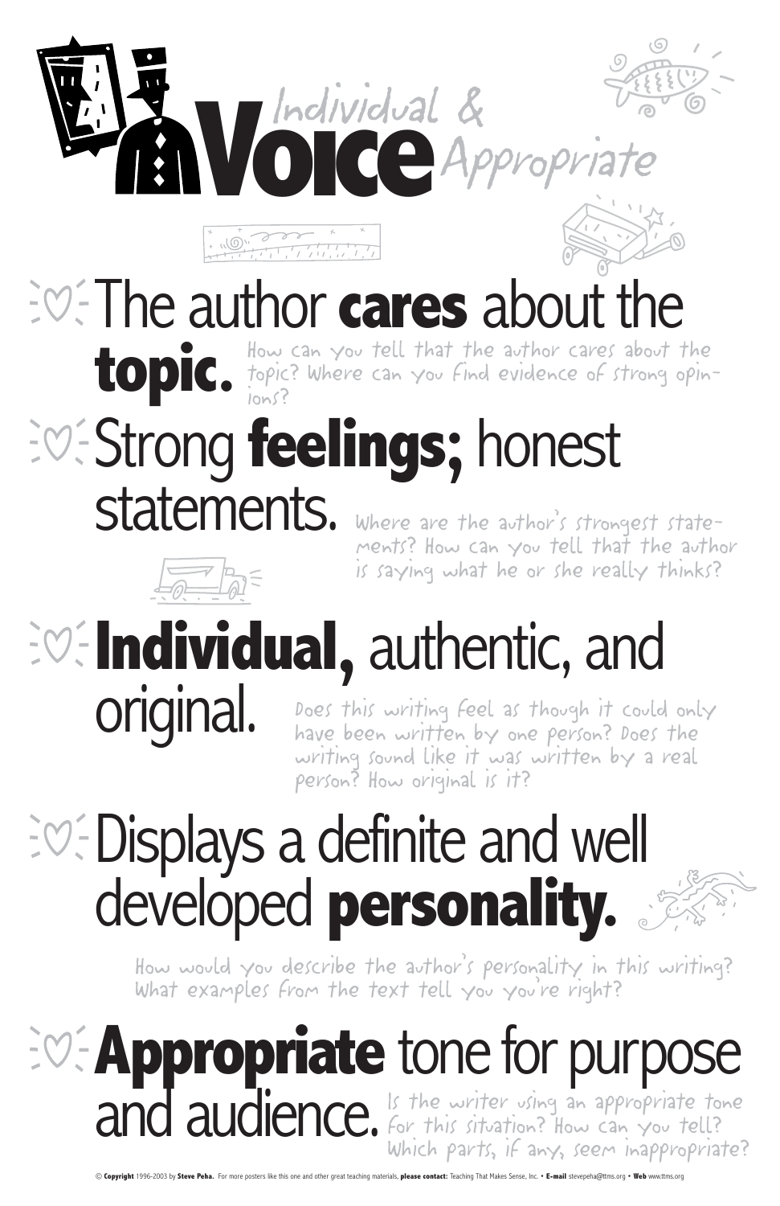# Voice
## Individual & Appropriate

- **The author cares about the topic.**
  How can you tell that the author cares about the topic? Where can you find evidence of strong opinions?

- **Strong feelings; honest statements.**
  Where are the author's strongest statements? How can you tell that the author is saying what he or she really thinks?

- **Individual, authentic, and original.**
  Does this writing feel as though it could only have been written by one person? Does the writing sound like it was written by a real person? How original is it?

- **Displays a definite and well developed personality.**
  How would you describe the author's personality in this writing? What examples from the text tell you you're right?

- **Appropriate tone for purpose and audience.**
  Is the writer using an appropriate tone for this situation? How can you tell? Which parts, if any, seem inappropriate?

© **Copyright** 1996-2003 by **Steve Peha.** For more posters like this one and other great teaching materials, **please contact:** Teaching That Makes Sense, Inc. • **E-mail** stevepeha@ttms.org • **Web** www.ttms.org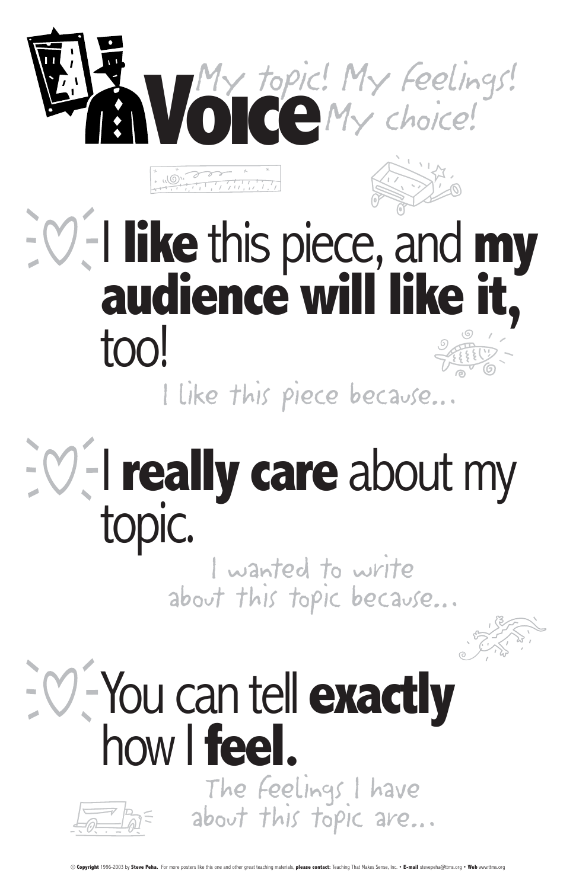# Voice

*My topic! My feelings! My choice!*

## I **like** this piece, and **my audience will like it,** too!

*I like this piece because...*

## I **really care** about my topic.

*I wanted to write about this topic because...*

## You can tell **exactly** how I **feel.**

*The feelings I have about this topic are...*

© **Copyright** 1996-2003 by **Steve Peha.** For more posters like this one and other great teaching materials, **please contact:** Teaching That Makes Sense, Inc. • **E-mail** stevepeha@ttms.org • **Web** www.ttms.org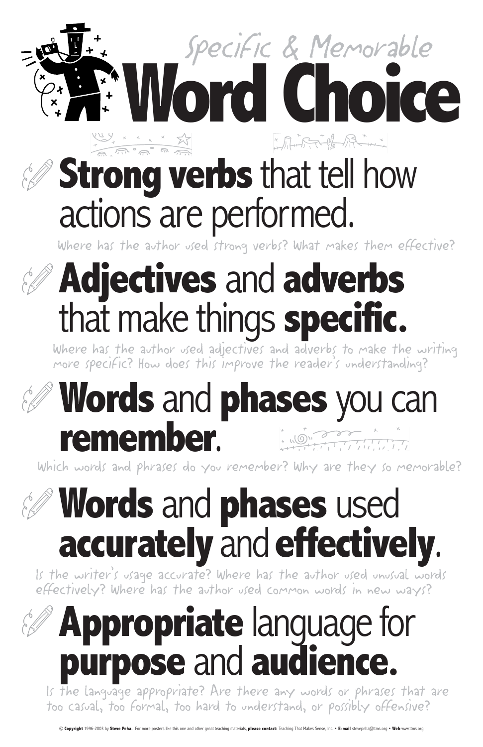Specific & Memorable

# Word Choice

## **Strong verbs** that tell how actions are performed.

Where has the author used strong verbs? What makes them effective?

## **Adjectives** and **adverbs** that make things **specific.**

Where has the author used adjectives and adverbs to make the writing more specific? How does this improve the reader's understanding?

## **Words** and **phases** you can **remember**.

Which words and phrases do you remember? Why are they so memorable?

## **Words** and **phases** used **accurately** and **effectively**.

Is the writer's usage accurate? Where has the author used unusual words effectively? Where has the author used common words in new ways?

## **Appropriate** language for **purpose** and **audience.**

Is the language appropriate? Are there any words or phrases that are too casual, too formal, too hard to understand, or possibly offensive?

© **Copyright** 1996-2003 by **Steve Peha.** For more posters like this one and other great teaching materials, **please contact:** Teaching That Makes Sense, Inc. • **E-mail** stevepeha@ttms.org • **Web** www.ttms.org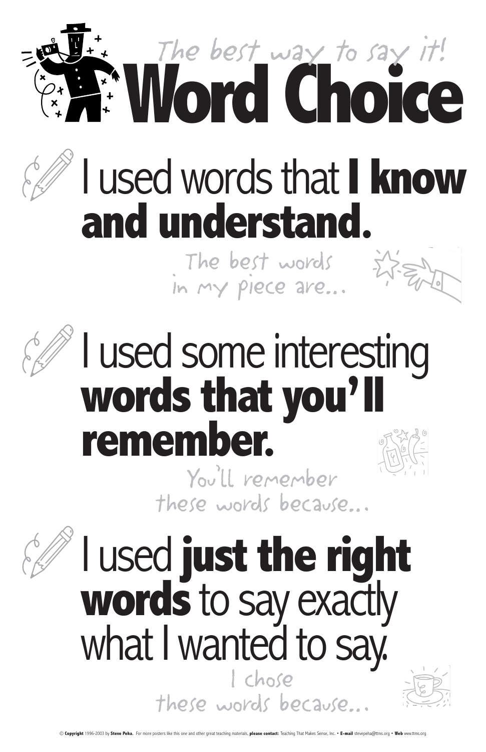*The best way to say it!*

# Word Choice

## I used words that **I know and understand.**

*The best words in my piece are...*

## I used some interesting **words that you'll remember.**

*You'll remember these words because...*

## I used **just the right words** to say exactly what I wanted to say.

*I chose these words because...*

© **Copyright** 1996-2003 by **Steve Peha.** For more posters like this one and other great teaching materials, **please contact:** Teaching That Makes Sense, Inc. • **E-mail** stevepeha@ttms.org • **Web** www.ttms.org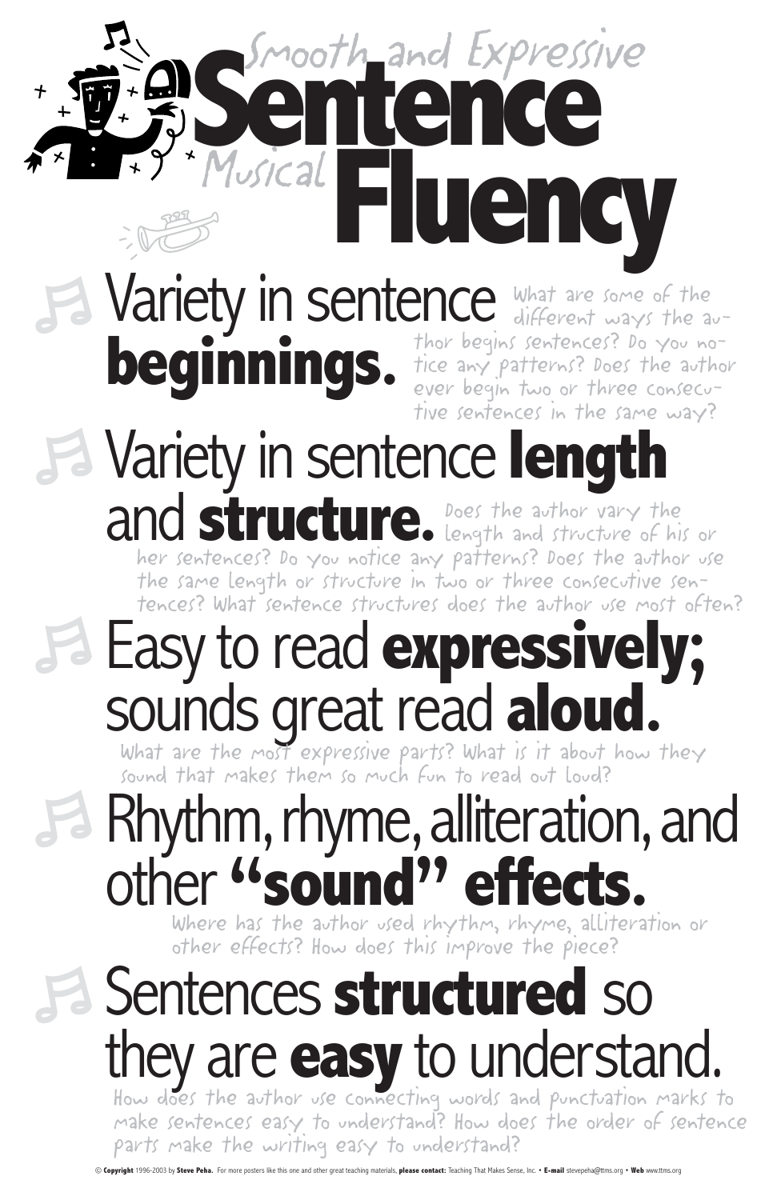*Smooth and Expressive*

# Sentence Fluency

*Musical*

## Variety in sentence **beginnings.**

What are some of the different ways the author begins sentences? Do you notice any patterns? Does the author ever begin two or three consecutive sentences in the same way?

## Variety in sentence **length** and **structure.**

Does the author vary the length and structure of his or her sentences? Do you notice any patterns? Does the author use the same length or structure in two or three consecutive sentences? What sentence structures does the author use most often?

## Easy to read **expressively;** sounds great read **aloud.**

What are the most expressive parts? What is it about how they sound that makes them so much fun to read out loud?

## Rhythm, rhyme, alliteration, and other **"sound" effects.**

Where has the author used rhythm, rhyme, alliteration or other effects? How does this improve the piece?

## Sentences **structured** so they are **easy** to understand.

How does the author use connecting words and punctuation marks to make sentences easy to understand? How does the order of sentence parts make the writing easy to understand?

© **Copyright** 1996-2003 by **Steve Peha.** For more posters like this one and other great teaching materials, **please contact:** Teaching That Makes Sense, Inc. • **E-mail** stevepeha@ttms.org • **Web** www.ttms.org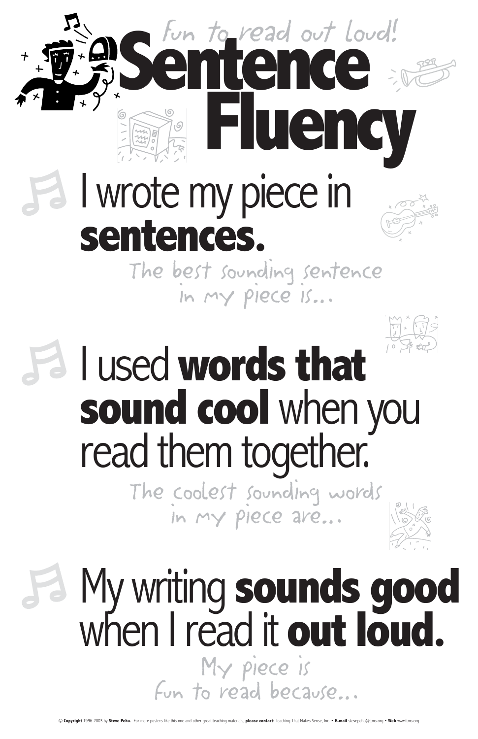*Fun to read out loud!*

# Sentence Fluency

## I wrote my piece in **sentences.**

*The best sounding sentence in my piece is...*

## I used **words that sound cool** when you read them together.

*The coolest sounding words in my piece are...*

## My writing **sounds good** when I read it **out loud.**

*My piece is fun to read because...*

© **Copyright** 1996-2003 by **Steve Peha.** For more posters like this one and other great teaching materials, **please contact:** Teaching That Makes Sense, Inc. • **E-mail** stevepeha@ttms.org • **Web** www.ttms.org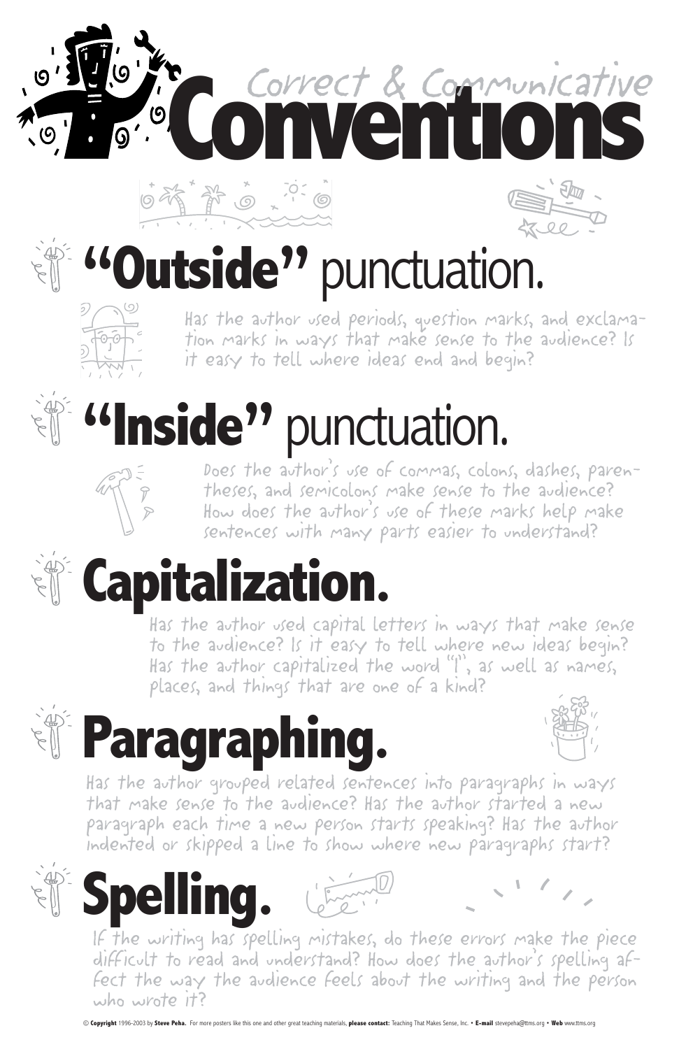# Correct & Communicative Conventions

## "Outside" punctuation.

Has the author used periods, question marks, and exclamation marks in ways that make sense to the audience? Is it easy to tell where ideas end and begin?

## "Inside" punctuation.

Does the author's use of commas, colons, dashes, parentheses, and semicolons make sense to the audience? How does the author's use of these marks help make sentences with many parts easier to understand?

## Capitalization.

Has the author used capital letters in ways that make sense to the audience? Is it easy to tell where new ideas begin? Has the author capitalized the word "I", as well as names, places, and things that are one of a kind?

## Paragraphing.

Has the author grouped related sentences into paragraphs in ways that make sense to the audience? Has the author started a new paragraph each time a new person starts speaking? Has the author indented or skipped a line to show where new paragraphs start?

## Spelling.

If the writing has spelling mistakes, do these errors make the piece difficult to read and understand? How does the author's spelling affect the way the audience feels about the writing and the person who wrote it?

© **Copyright** 1996-2003 by **Steve Peha.** For more posters like this one and other great teaching materials, **please contact:** Teaching That Makes Sense, Inc. • **E-mail** stevepeha@ttms.org • **Web** www.ttms.org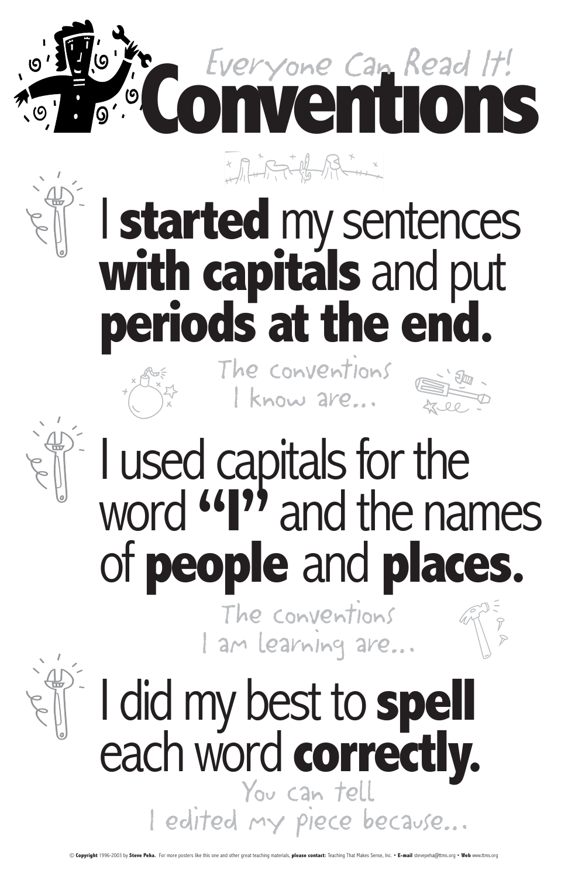*Everyone Can Read It!*

# Conventions

I **started** my sentences **with capitals** and put **periods at the end.**

*The conventions I know are...*

I used capitals for the word **"I"** and the names of **people** and **places.**

*The conventions I am learning are...*

I did my best to **spell** each word **correctly.**

*You can tell I edited my piece because...*

© **Copyright** 1996-2003 by **Steve Peha.** For more posters like this one and other great teaching materials, **please contact:** Teaching That Makes Sense, Inc. • **E-mail** stevepeha@ttms.org • **Web** www.ttms.org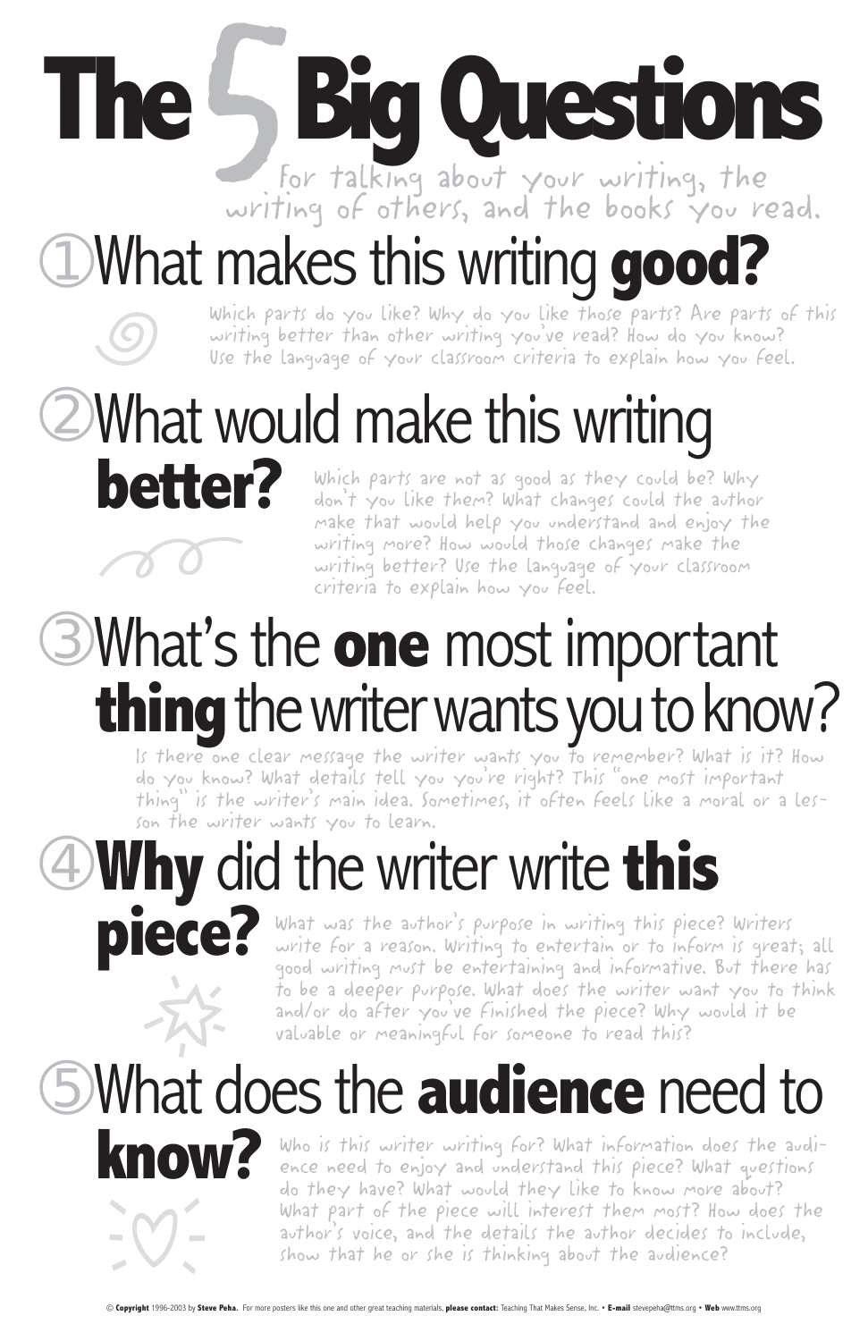# The 5 Big Questions

for talking about your writing, the writing of others, and the books you read.

## ① What makes this writing **good?**

Which parts do you like? Why do you like those parts? Are parts of this writing better than other writing you've read? How do you know? Use the language of your classroom criteria to explain how you feel.

## ② What would make this writing **better?**

Which parts are not as good as they could be? Why don't you like them? What changes could the author make that would help you understand and enjoy the writing more? How would those changes make the writing better? Use the language of your classroom criteria to explain how you feel.

## ③ What's the **one** most important **thing** the writer wants you to know?

Is there one clear message the writer wants you to remember? What is it? How do you know? What details tell you you're right? This "one most important thing" is the writer's main idea. Sometimes, it often feels like a moral or a lesson the writer wants you to learn.

## ④ **Why** did the writer write **this piece?**

What was the author's purpose in writing this piece? Writers write for a reason. Writing to entertain or to inform is great; all good writing must be entertaining and informative. But there has to be a deeper purpose. What does the writer want you to think and/or do after you've finished the piece? Why would it be valuable or meaningful for someone to read this?

## ⑤ What does the **audience** need to **know?**

Who is this writer writing for? What information does the audience need to enjoy and understand this piece? What questions do they have? What would they like to know more about? What part of the piece will interest them most? How does the author's voice, and the details the author decides to include, show that he or she is thinking about the audience?

© **Copyright** 1996-2003 by **Steve Peha.** For more posters like this one and other great teaching materials, **please contact:** Teaching That Makes Sense, Inc. • **E-mail** stevepeha@ttms.org • **Web** www.ttms.org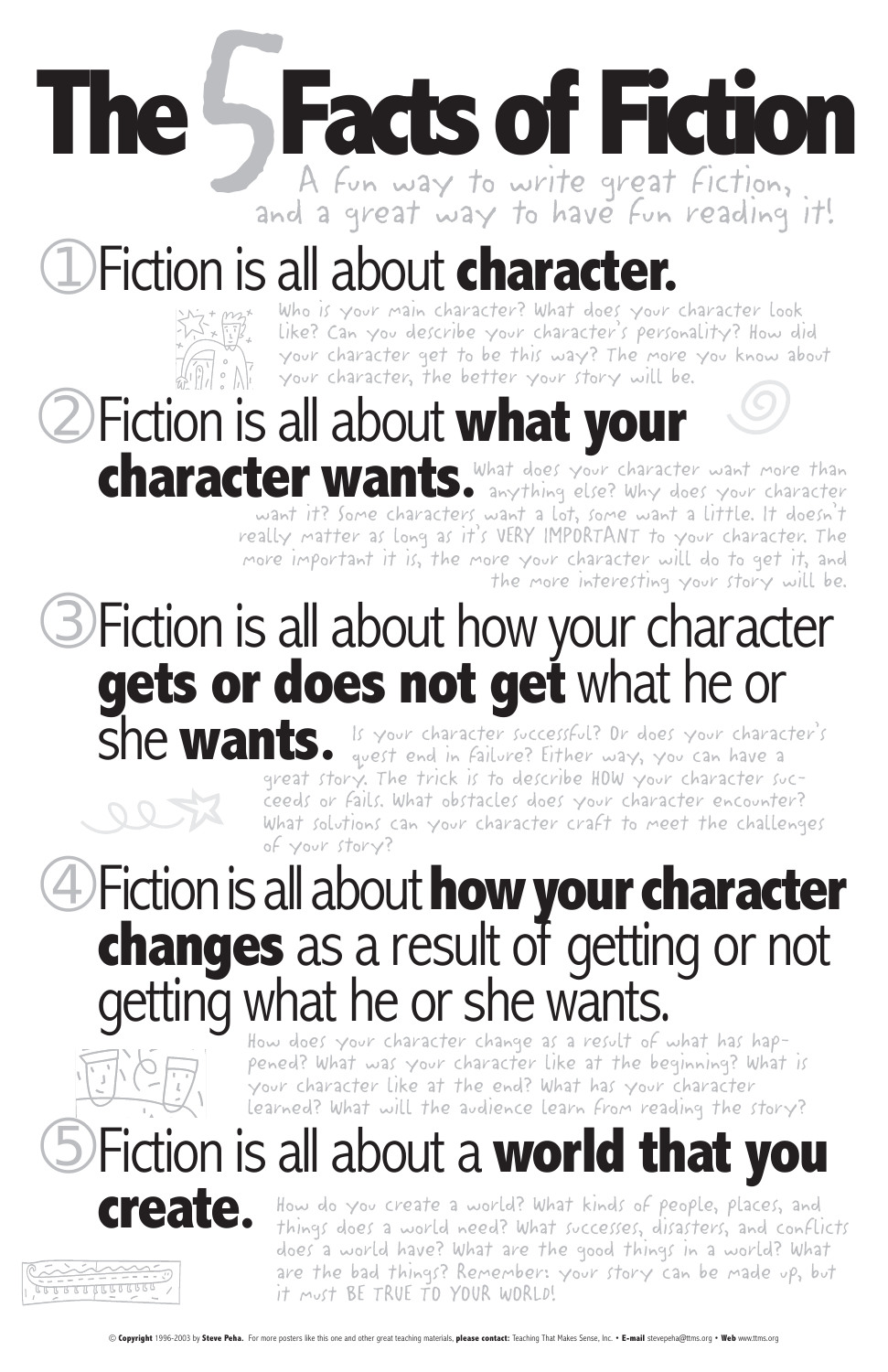# The 5 Facts of Fiction

A fun way to write great fiction, and a great way to have fun reading it!

## ① Fiction is all about **character.**

Who is your main character? What does your character look like? Can you describe your character's personality? How did your character get to be this way? The more you know about your character, the better your story will be.

## ② Fiction is all about **what your character wants.**

What does your character want more than anything else? Why does your character want it? Some characters want a lot, some want a little. It doesn't really matter as long as it's VERY IMPORTANT to your character. The more important it is, the more your character will do to get it, and the more interesting your story will be.

## ③ Fiction is all about how your character **gets or does not get** what he or she **wants.**

Is your character successful? Or does your character's quest end in failure? Either way, you can have a great story. The trick is to describe HOW your character succeeds or fails. What obstacles does your character encounter? What solutions can your character craft to meet the challenges of your story?

## ④ Fiction is all about **how your character changes** as a result of getting or not getting what he or she wants.

How does your character change as a result of what has happened? What was your character like at the beginning? What is your character like at the end? What has your character learned? What will the audience learn from reading the story?

## ⑤ Fiction is all about a **world that you create.**

How do you create a world? What kinds of people, places, and things does a world need? What successes, disasters, and conflicts does a world have? What are the good things in a world? What are the bad things? Remember: your story can be made up, but it must BE TRUE TO YOUR WORLD!

© **Copyright** 1996-2003 by **Steve Peha.** For more posters like this one and other great teaching materials, **please contact:** Teaching That Makes Sense, Inc. • **E-mail** stevepeha@ttms.org • **Web** www.ttms.org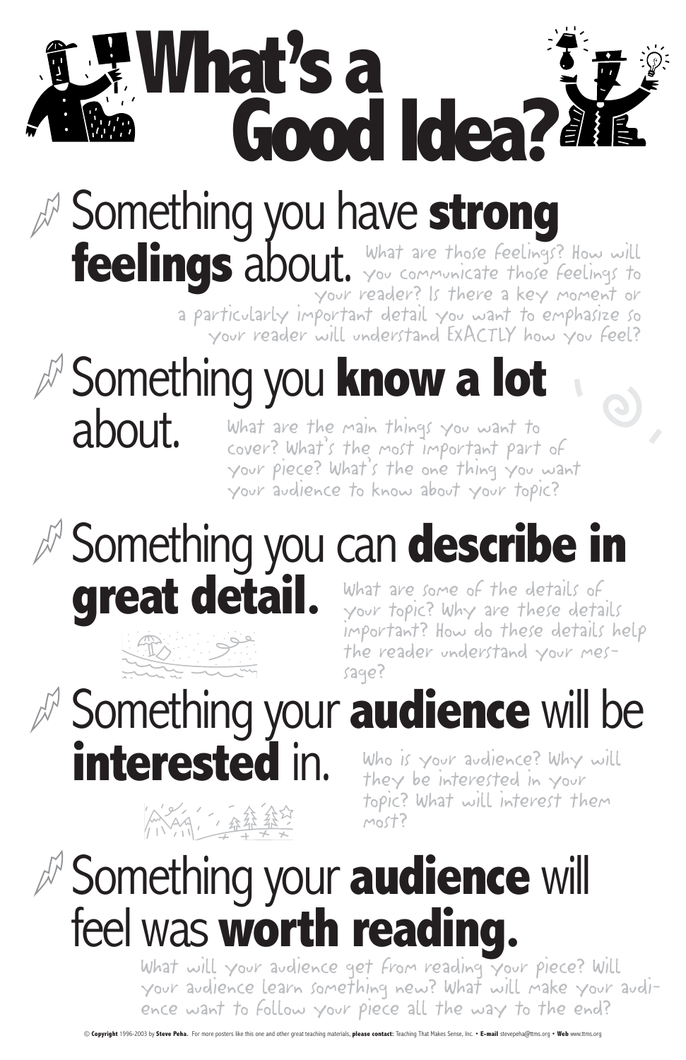# What's a Good Idea?

## Something you have **strong feelings** about.

What are those feelings? How will you communicate those feelings to your reader? Is there a key moment or a particularly important detail you want to emphasize so your reader will understand EXACTLY how you feel?

## Something you **know a lot** about.

What are the main things you want to cover? What's the most important part of your piece? What's the one thing you want your audience to know about your topic?

## Something you can **describe in great detail.**

What are some of the details of your topic? Why are these details important? How do these details help the reader understand your message?

## Something your **audience** will be **interested** in.

Who is your audience? Why will they be interested in your topic? What will interest them most?

## Something your **audience** will feel was **worth reading.**

What will your audience get from reading your piece? Will your audience learn something new? What will make your audience want to follow your piece all the way to the end?

© **Copyright** 1996-2003 by **Steve Peha.** For more posters like this one and other great teaching materials, **please contact:** Teaching That Makes Sense, Inc. • **E-mail** stevepeha@ttms.org • **Web** www.ttms.org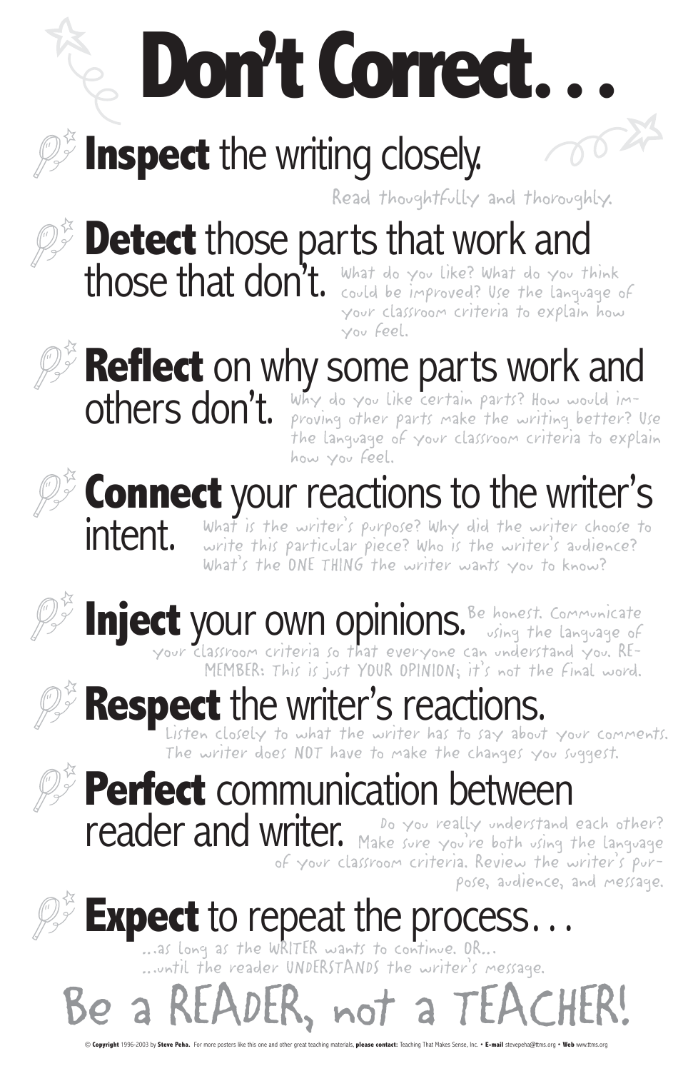# Don't Correct. . .

**Inspect** the writing closely.

Read thoughtfully and thoroughly.

**Detect** those parts that work and those that don't.

What do you like? What do you think could be improved? Use the language of your classroom criteria to explain how you feel.

**Reflect** on why some parts work and others don't.

Why do you like certain parts? How would improving other parts make the writing better? Use the language of your classroom criteria to explain how you feel.

**Connect** your reactions to the writer's intent.

What is the writer's purpose? Why did the writer choose to write this particular piece? Who is the writer's audience? What's the ONE THING the writer wants you to know?

**Inject** your own opinions.

Be honest. Communicate using the language of your classroom criteria so that everyone can understand you. REMEMBER: This is just YOUR OPINION; it's not the final word.

**Respect** the writer's reactions.

Listen closely to what the writer has to say about your comments. The writer does NOT have to make the changes you suggest.

**Perfect** communication between reader and writer.

Do you really understand each other? Make sure you're both using the language of your classroom criteria. Review the writer's purpose, audience, and message.

**Expect** to repeat the process. . .

...as long as the WRITER wants to continue. OR...
...until the reader UNDERSTANDS the writer's message.

## Be a READER, not a TEACHER!

© **Copyright** 1996-2003 by **Steve Peha.** For more posters like this one and other great teaching materials, **please contact:** Teaching That Makes Sense, Inc. • **E-mail** stevepeha@ttms.org • **Web** www.ttms.org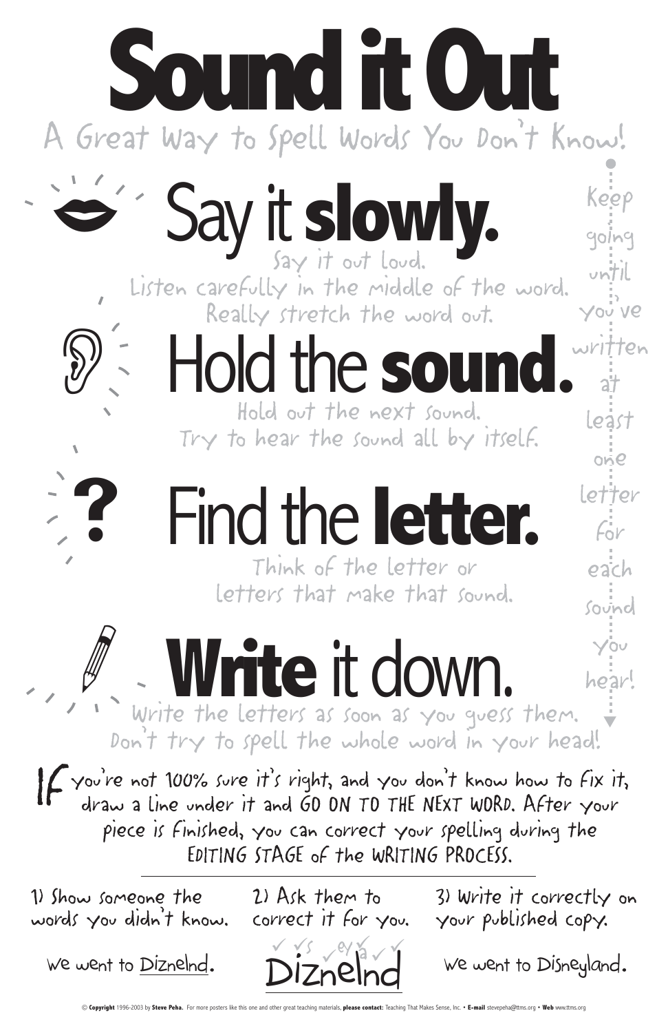# Sound it Out

A Great Way to Spell Words You Don't Know!

## Say it **slowly.**

Say it out loud.
Listen carefully in the middle of the word.
Really stretch the word out.

## Hold the **sound.**

Hold out the next sound.
Try to hear the sound all by itself.

## Find the **letter.**

Think of the letter or
letters that make that sound.

## **Write** it down.

Write the letters as soon as you guess them.
Don't try to spell the whole word in your head!

Keep going until you've written at least one letter for each sound you hear!

IF you're not 100% sure it's right, and you don't know how to fix it, draw a line under it and GO ON TO THE NEXT WORD. After your piece is finished, you can correct your spelling during the EDITING STAGE of the WRITING PROCESS.

1) Show someone the words you didn't know.

We went to <u>Diznelnd</u>.

2) Ask them to correct it for you.

Diznelnd

3) Write it correctly on your published copy.

We went to Disneyland.

© **Copyright** 1996-2003 by **Steve Peha.** For more posters like this one and other great teaching materials, **please contact:** Teaching That Makes Sense, Inc. • **E-mail** stevepeha@ttms.org • **Web** www.ttms.org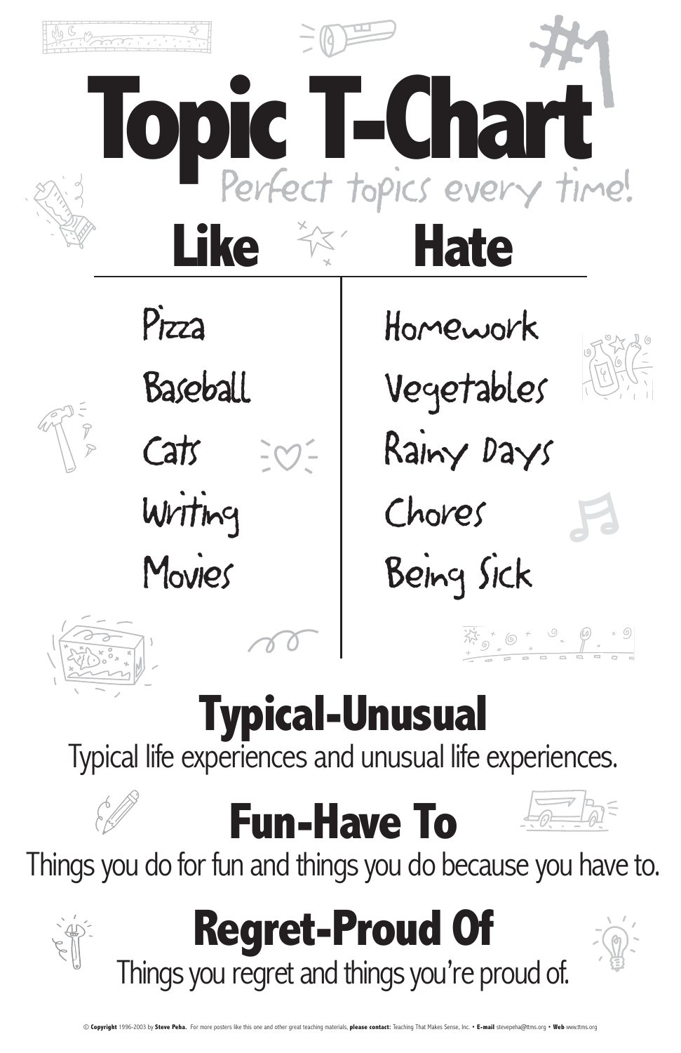# Topic T-Chart

Perfect topics every time!

| Like | Hate |
| --- | --- |
| Pizza | Homework |
| Baseball | Vegetables |
| Cats | Rainy Days |
| Writing | Chores |
| Movies | Being Sick |

## Typical-Unusual

Typical life experiences and unusual life experiences.

## Fun-Have To

Things you do for fun and things you do because you have to.

## Regret-Proud Of

Things you regret and things you're proud of.

© **Copyright** 1996-2003 by **Steve Peha.** For more posters like this one and other great teaching materials, **please contact:** Teaching That Makes Sense, Inc. • **E-mail** stevepeha@ttms.org • **Web** www.ttms.org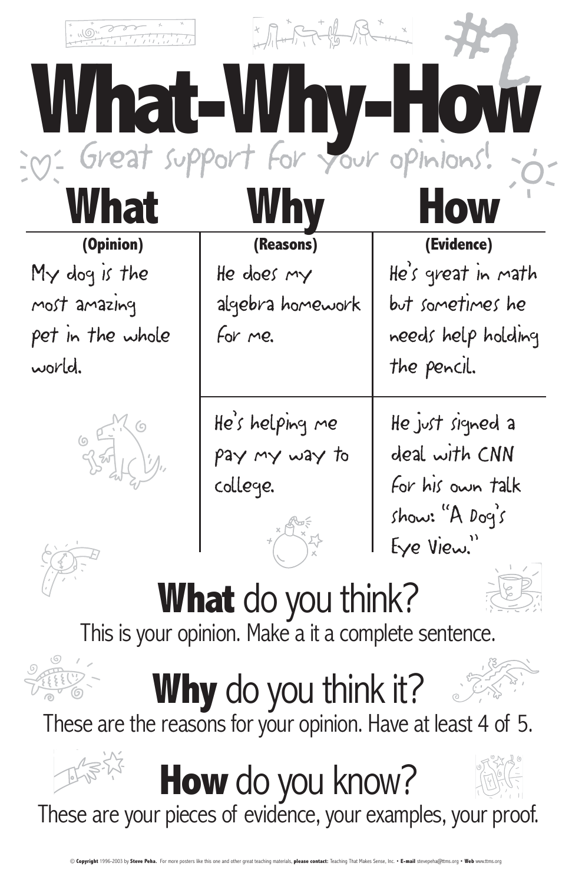# What-Why-How #2

Great support for your opinions!

| What (Opinion) | Why (Reasons) | How (Evidence) |
|---|---|---|
| My dog is the most amazing pet in the whole world. | He does my algebra homework for me. | He's great in math but sometimes he needs help holding the pencil. |
| | He's helping me pay my way to college. | He just signed a deal with CNN for his own talk show: "A Dog's Eye View." |

## **What** do you think?

This is your opinion. Make a it a complete sentence.

## **Why** do you think it?

These are the reasons for your opinion. Have at least 4 of 5.

## **How** do you know?

These are your pieces of evidence, your examples, your proof.

© **Copyright** 1996-2003 by **Steve Peha.** For more posters like this one and other great teaching materials, **please contact:** Teaching That Makes Sense, Inc. • **E-mail** stevepeha@ttms.org • **Web** www.ttms.org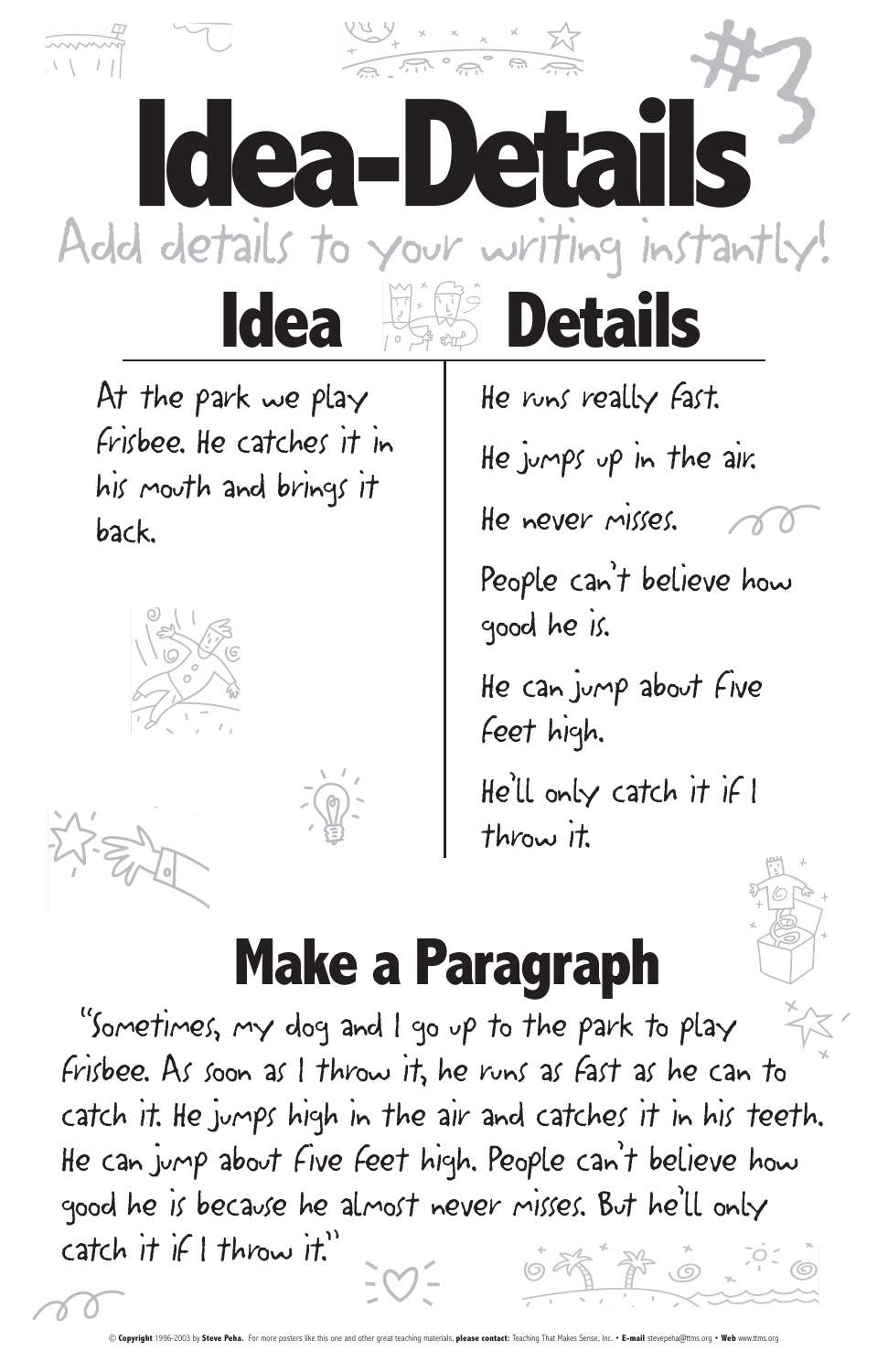# Idea-Details #3

Add details to your writing instantly!

| Idea | Details |
| --- | --- |
| At the park we play Frisbee. He catches it in his mouth and brings it back. | He runs really fast. |
| | He jumps up in the air. |
| | He never misses. |
| | People can't believe how good he is. |
| | He can jump about five feet high. |
| | He'll only catch it if I throw it. |

## Make a Paragraph

"Sometimes, my dog and I go up to the park to play Frisbee. As soon as I throw it, he runs as fast as he can to catch it. He jumps high in the air and catches it in his teeth. He can jump about five feet high. People can't believe how good he is because he almost never misses. But he'll only catch it if I throw it."

© **Copyright** 1996-2003 by **Steve Peha.** For more posters like this one and other great teaching materials, **please contact:** Teaching That Makes Sense, Inc. • **E-mail** stevepeha@ttms.org • **Web** www.ttms.org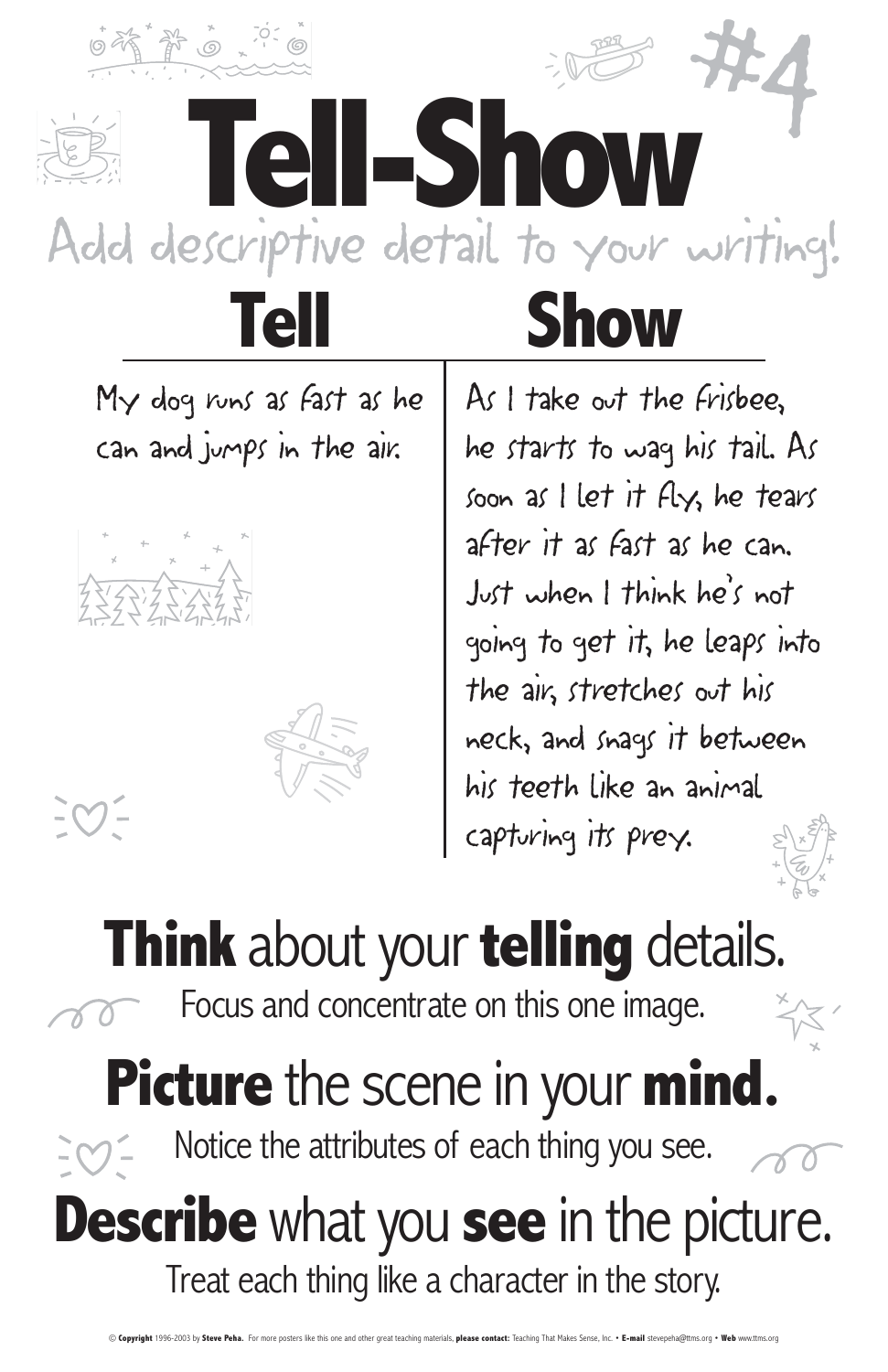# Tell-Show

#4

Add descriptive detail to your writing!

| Tell | Show |
|---|---|
| My dog runs as fast as he can and jumps in the air. | As I take out the frisbee, he starts to wag his tail. As soon as I let it fly, he tears after it as fast as he can. Just when I think he's not going to get it, he leaps into the air, stretches out his neck, and snags it between his teeth like an animal capturing its prey. |

## **Think** about your **telling** details.

Focus and concentrate on this one image.

## **Picture** the scene in your **mind.**

Notice the attributes of each thing you see.

## **Describe** what you **see** in the picture.

Treat each thing like a character in the story.

© **Copyright** 1996-2003 by **Steve Peha.** For more posters like this one and other great teaching materials, **please contact:** Teaching That Makes Sense, Inc. • **E-mail** stevepeha@ttms.org • **Web** www.ttms.org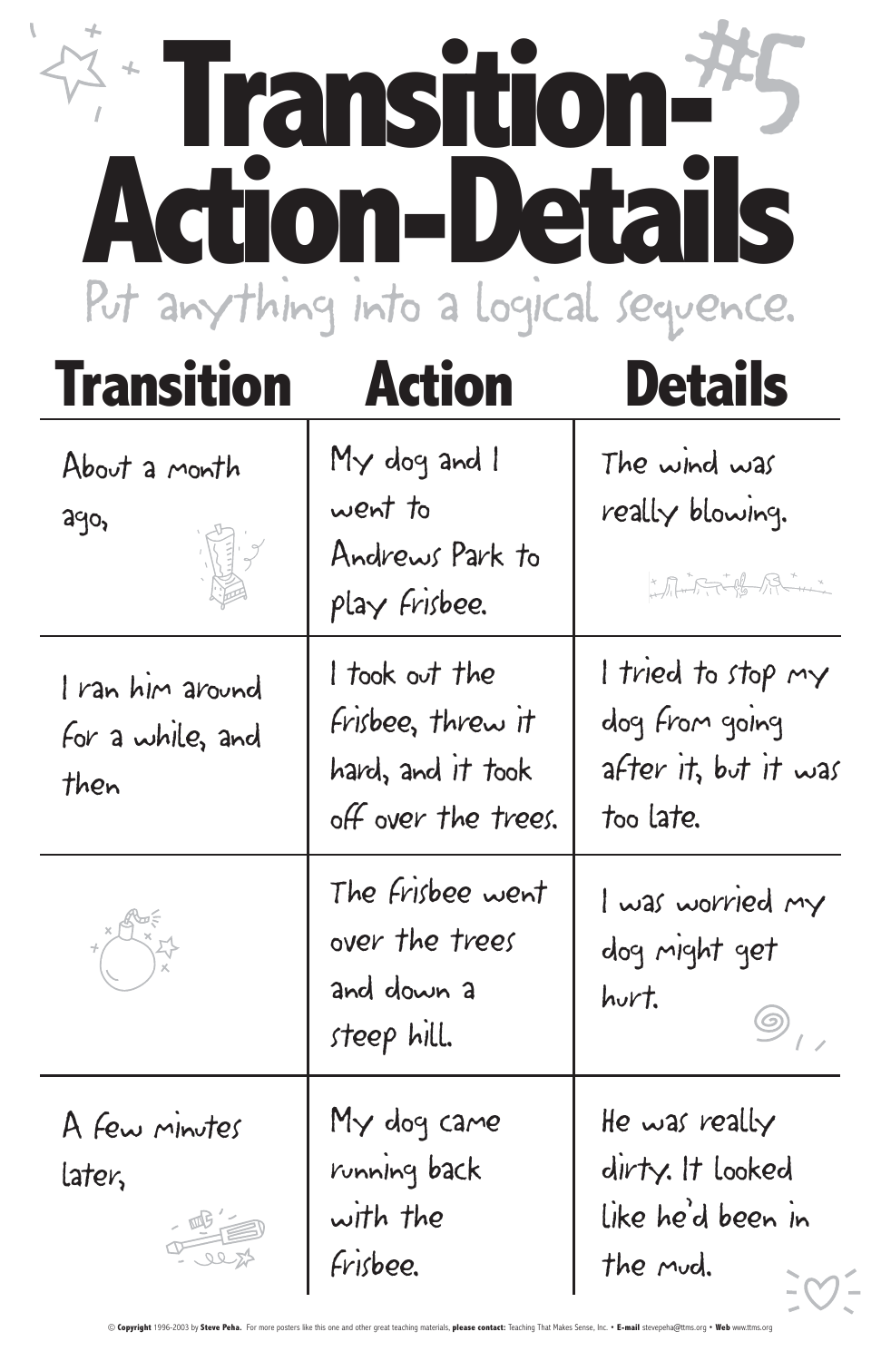# Transition-Action-Details #5

Put anything into a logical sequence.

| Transition | Action | Details |
|---|---|---|
| About a month ago, | My dog and I went to Andrews Park to play frisbee. | The wind was really blowing. |
| I ran him around for a while, and then | I took out the frisbee, threw it hard, and it took off over the trees. | I tried to stop my dog from going after it, but it was too late. |
| | The frisbee went over the trees and down a steep hill. | I was worried my dog might get hurt. |
| A few minutes later, | My dog came running back with the frisbee. | He was really dirty. It looked like he'd been in the mud. |

© **Copyright** 1996-2003 by **Steve Peha.** For more posters like this one and other great teaching materials, **please contact:** Teaching That Makes Sense, Inc. • **E-mail** stevepeha@ttms.org • **Web** www.ttms.org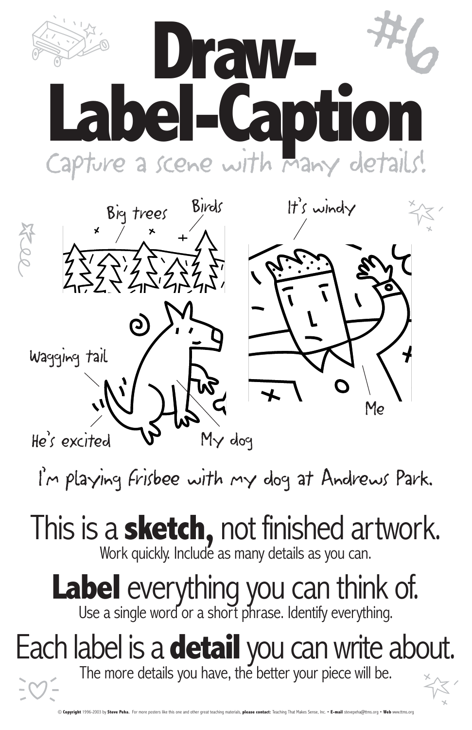# Draw-Label-Caption

#6

Capture a scene with many details!

Big trees

Birds

It's windy

Wagging tail

He's excited

My dog

Me

I'm playing Frisbee with my dog at Andrews Park.

## This is a **sketch,** not finished artwork.

Work quickly. Include as many details as you can.

## **Label** everything you can think of.

Use a single word or a short phrase. Identify everything.

## Each label is a **detail** you can write about.

The more details you have, the better your piece will be.

© **Copyright** 1996-2003 by **Steve Peha.** For more posters like this one and other great teaching materials, **please contact:** Teaching That Makes Sense, Inc. • **E-mail** stevepeha@ttms.org • **Web** www.ttms.org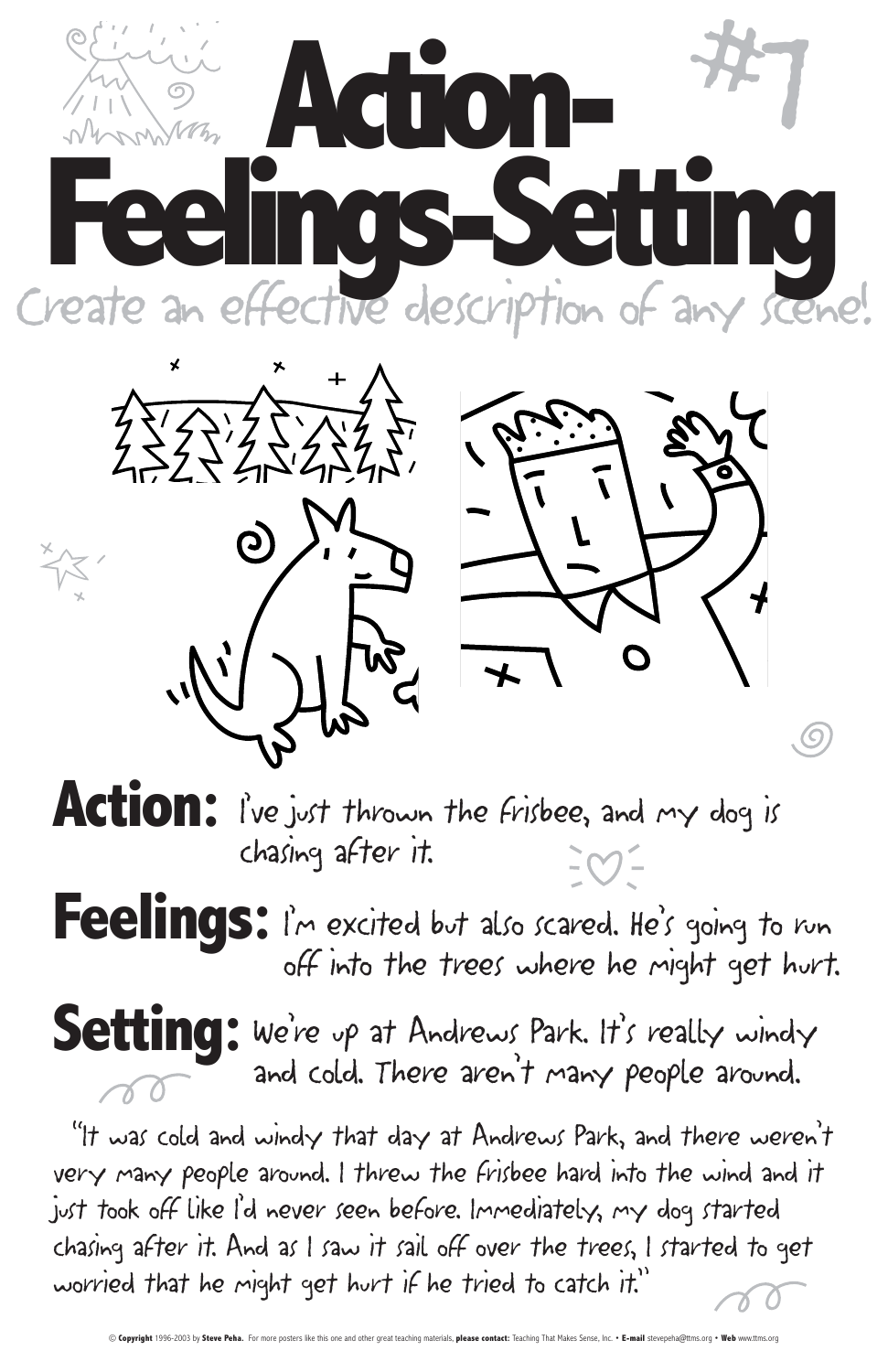# Action-Feelings-Setting

#7

Create an effective description of any scene!

**Action:** I've just thrown the frisbee, and my dog is chasing after it.

**Feelings:** I'm excited but also scared. He's going to run off into the trees where he might get hurt.

**Setting:** We're up at Andrews Park. It's really windy and cold. There aren't many people around.

"It was cold and windy that day at Andrews Park, and there weren't very many people around. I threw the frisbee hard into the wind and it just took off like I'd never seen before. Immediately, my dog started chasing after it. And as I saw it sail off over the trees, I started to get worried that he might get hurt if he tried to catch it."

© **Copyright** 1996-2003 by **Steve Peha.** For more posters like this one and other great teaching materials, **please contact:** Teaching That Makes Sense, Inc. • **E-mail** stevepeha@ttms.org • **Web** www.ttms.org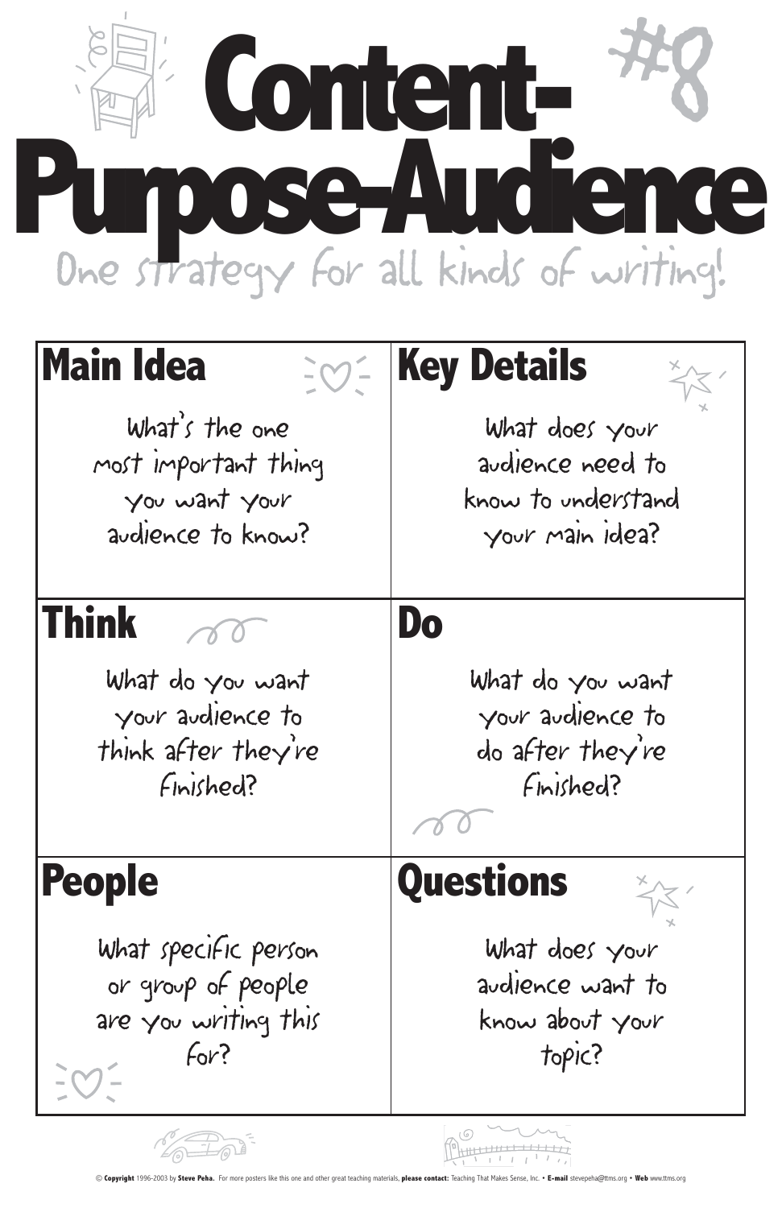# Content-Purpose-Audience #8

One strategy for all kinds of writing!

| | |
|---|---|
| **Main Idea**<br>What's the one most important thing you want your audience to know? | **Key Details**<br>What does your audience need to know to understand your main idea? |
| **Think**<br>What do you want your audience to think after they're finished? | **Do**<br>What do you want your audience to do after they're finished? |
| **People**<br>What specific person or group of people are you writing this for? | **Questions**<br>What does your audience want to know about your topic? |

© **Copyright** 1996-2003 by **Steve Peha.** For more posters like this one and other great teaching materials, **please contact:** Teaching That Makes Sense, Inc. • **E-mail** stevepeha@ttms.org • **Web** www.ttms.org